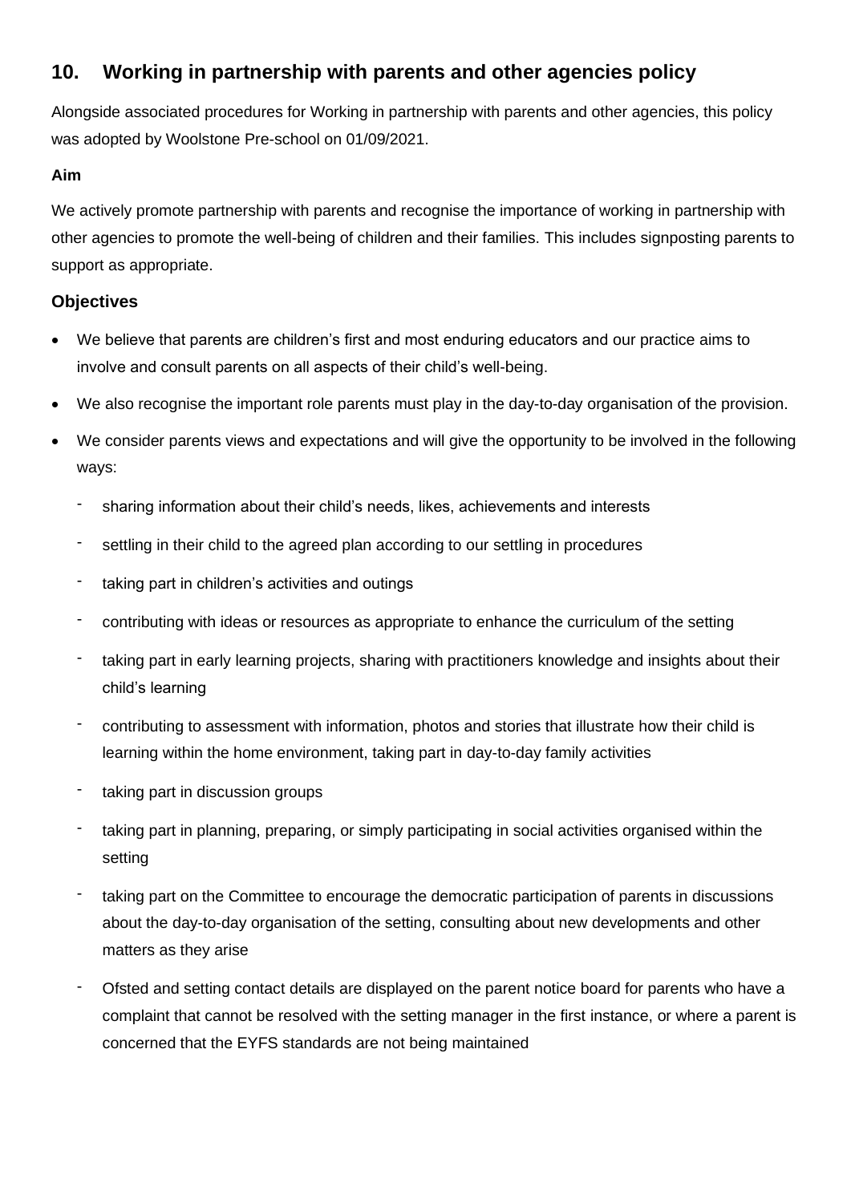## 10. Working in partnership with parents and other agencies policy

Alongside associated procedures for Working in partnership with parents and other agencies, this policy was adopted by Woolstone Pre-school on 01/09/2021.

**Aim**

We actively promote partnership with parents and recognise the importance of working in partnership with other agencies to promote the well-being of children and their families. This includes signposting parents to support as appropriate.

### Objectives

- We believe that parents are children's first and most enduring educators and our practice aims to involve and consult parents on all aspects of their child's well-being.
- We also recognise the important role parents must play in the day-to-day organisation of the provision.
- We consider parents views and expectations and will give the opportunity to be involved in the following ways:
  - sharing information about their child's needs, likes, achievements and interests
  - settling in their child to the agreed plan according to our settling in procedures
  - taking part in children's activities and outings
  - contributing with ideas or resources as appropriate to enhance the curriculum of the setting
  - taking part in early learning projects, sharing with practitioners knowledge and insights about their child's learning
  - contributing to assessment with information, photos and stories that illustrate how their child is learning within the home environment, taking part in day-to-day family activities
  - taking part in discussion groups
  - taking part in planning, preparing, or simply participating in social activities organised within the setting
  - taking part on the Committee to encourage the democratic participation of parents in discussions about the day-to-day organisation of the setting, consulting about new developments and other matters as they arise
  - Ofsted and setting contact details are displayed on the parent notice board for parents who have a complaint that cannot be resolved with the setting manager in the first instance, or where a parent is concerned that the EYFS standards are not being maintained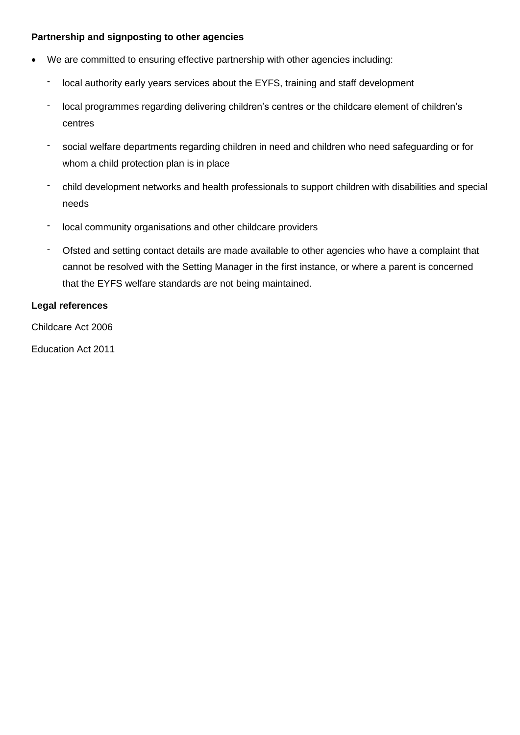**Partnership and signposting to other agencies**

- We are committed to ensuring effective partnership with other agencies including:
  - local authority early years services about the EYFS, training and staff development
  - local programmes regarding delivering children's centres or the childcare element of children's centres
  - social welfare departments regarding children in need and children who need safeguarding or for whom a child protection plan is in place
  - child development networks and health professionals to support children with disabilities and special needs
  - local community organisations and other childcare providers
  - Ofsted and setting contact details are made available to other agencies who have a complaint that cannot be resolved with the Setting Manager in the first instance, or where a parent is concerned that the EYFS welfare standards are not being maintained.

**Legal references**

Childcare Act 2006

Education Act 2011